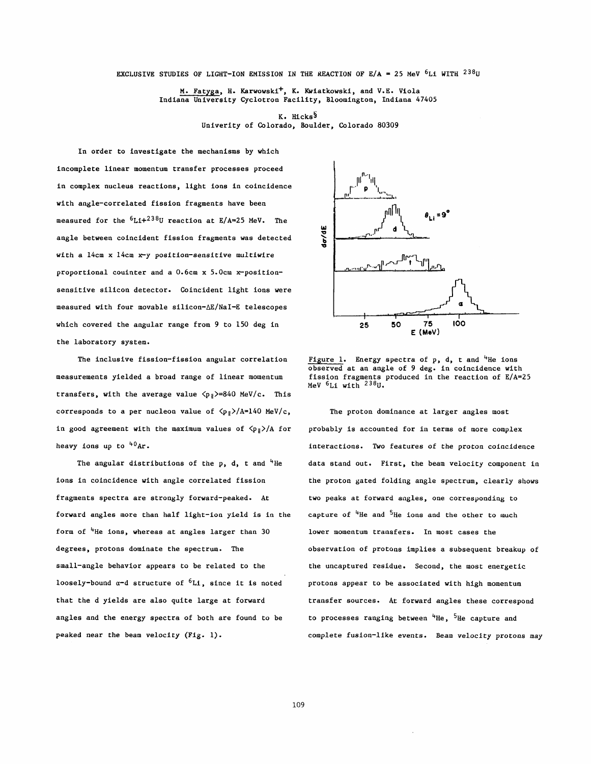# EXCLUSIVE STUDIES OF LIGHT-ION EMISSION IN THE REACTION OF E/A = 25 MeV $^{6}Li$ WITH $^{238}U$

M. Fatyga, H. Karwowski[+], K. Kwiatkowski, and V.E. Viola
Indiana University Cyclotron Facility, Bloomington, Indiana 47405

K. Hicks[§]
Univerity of Colorado, Boulder, Colorado 80309

In order to investigate the mechanisms by which incomplete linear momentum transfer processes proceed in complex nucleus reactions, light ions in coincidence with angle-correlated fission fragments have been measured for the $^{6}Li$+$^{238}U$ reaction at E/A=25 MeV. The angle between coincident fission fragments was detected with a 14cm x 14cm x-y position-sensitive multiwire proportional couinter and a 0.6cm x 5.0cm x-position-sensitive silicon detector. Coincident light ions were measured with four movable silicon-ΔE/NaI-E telescopes which covered the angular range from 9 to 150 deg in the laboratory system.

The inclusive fission-fission angular correlation measurements yielded a broad range of linear momentum transfers, with the average value $\langle p_{\parallel} \rangle$=840 MeV/c. This corresponds to a per nucleon value of $\langle p_{\parallel} \rangle$/A=140 MeV/c, in good agreement with the maximum values of $\langle p_{\parallel} \rangle$/A for heavy ions up to $^{40}Ar$.

The angular distributions of the p, d, t and $^{4}He$ ions in coincidence with angle correlated fission fragments spectra are strongly forward-peaked. At forward angles more than half light-ion yield is in the form of $^{4}He$ ions, whereas at angles larger than 30 degrees, protons dominate the spectrum. The small-angle behavior appears to be related to the loosely-bound α-d structure of $^{6}Li$, since it is noted that the d yields are also quite large at forward angles and the energy spectra of both are found to be peaked near the beam velocity (Fig. 1).

Figure 1. Energy spectra of p, d, t and $^{4}He$ ions observed at an angle of 9 deg. in coincidence with fission fragments produced in the reaction of E/A=25 MeV $^{6}Li$ with $^{238}U$.

The proton dominance at larger angles most probably is accounted for in terms of more complex interactions. Two features of the proton coincidence data stand out. First, the beam velocity component in the proton gated folding angle spectrum, clearly shows two peaks at forward angles, one corresponding to capture of $^{4}He$ and $^{5}He$ ions and the other to much lower momentum transfers. In most cases the observation of protons implies a subsequent breakup of the uncaptured residue. Second, the most energetic protons appear to be associated with high momentum transfer sources. At forward angles these correspond to processes ranging between $^{4}He$, $^{5}He$ capture and complete fusion-like events. Beam velocity protons may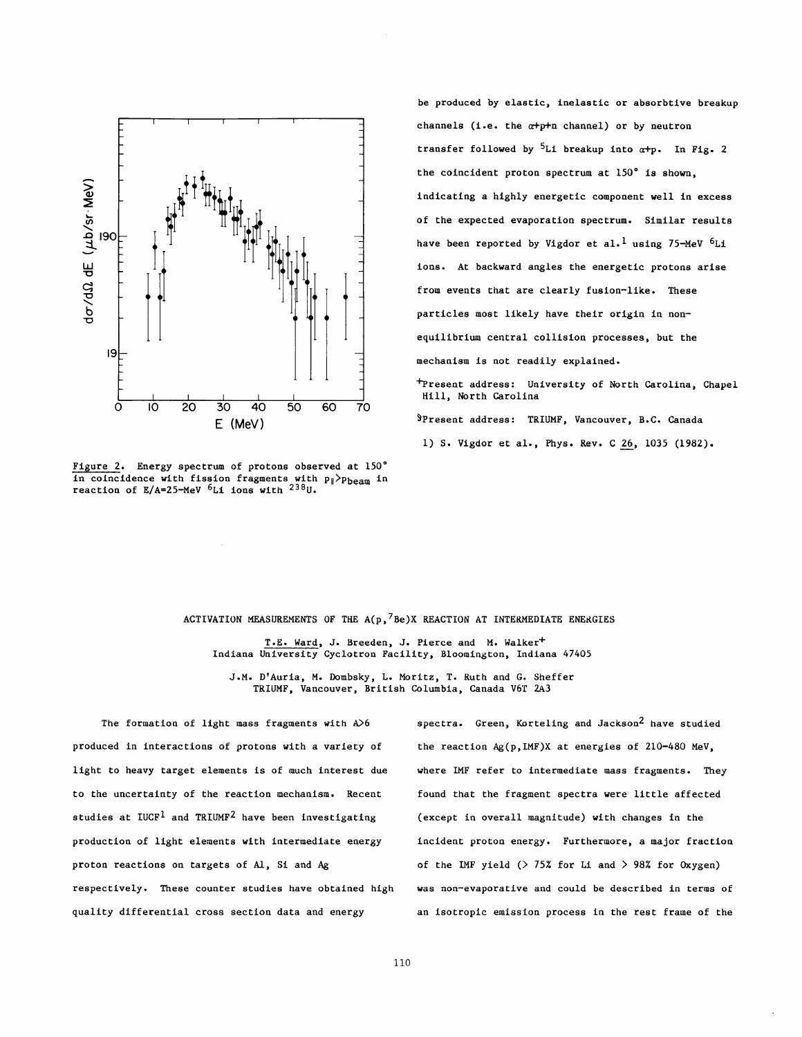dσ/dΩ dE (μb/sr·MeV)

190

19

0 10 20 30 40 50 60 70

E (MeV)

Figure 2. Energy spectrum of protons observed at 150° in coincidence with fission fragments with $p_{\parallel} > p_{beam}$ in reaction of E/A=25-MeV $^{6}Li$ ions with $^{238}U$.

be produced by elastic, inelastic or absorbtive breakup channels (i.e. the $\alpha$+p+n channel) or by neutron transfer followed by $^{5}Li$ breakup into $\alpha$+p. In Fig. 2 the coincident proton spectrum at 150° is shown, indicating a highly energetic component well in excess of the expected evaporation spectrum. Similar results have been reported by Vigdor et al.[1] using 75-MeV $^{6}Li$ ions. At backward angles the energetic protons arise from events that are clearly fusion-like. These particles most likely have their origin in non-equilibrium central collision processes, but the mechanism is not readily explained.

+Present address: University of North Carolina, Chapel Hill, North Carolina

§Present address: TRIUMF, Vancouver, B.C. Canada

1) S. Vigdor et al., Phys. Rev. C 26, 1035 (1982).

## ACTIVATION MEASUREMENTS OF THE A(p,$^{7}$Be)X REACTION AT INTERMEDIATE ENERGIES

T.E. Ward, J. Breeden, J. Pierce and M. Walker+
Indiana University Cyclotron Facility, Bloomington, Indiana 47405

J.M. D'Auria, M. Dombsky, L. Moritz, T. Ruth and G. Sheffer
TRIUMF, Vancouver, British Columbia, Canada V6T 2A3

The formation of light mass fragments with A>6 produced in interactions of protons with a variety of light to heavy target elements is of much interest due to the uncertainty of the reaction mechanism. Recent studies at IUCF[1] and TRIUMF[2] have been investigating production of light elements with intermediate energy proton reactions on targets of Al, Si and Ag respectively. These counter studies have obtained high quality differential cross section data and energy spectra. Green, Korteling and Jackson[2] have studied the reaction Ag(p,IMF)X at energies of 210-480 MeV, where IMF refer to intermediate mass fragments. They found that the fragment spectra were little affected (except in overall magnitude) with changes in the incident proton energy. Furthermore, a major fraction of the IMF yield (> 75% for Li and > 98% for Oxygen) was non-evaporative and could be described in terms of an isotropic emission process in the rest frame of the